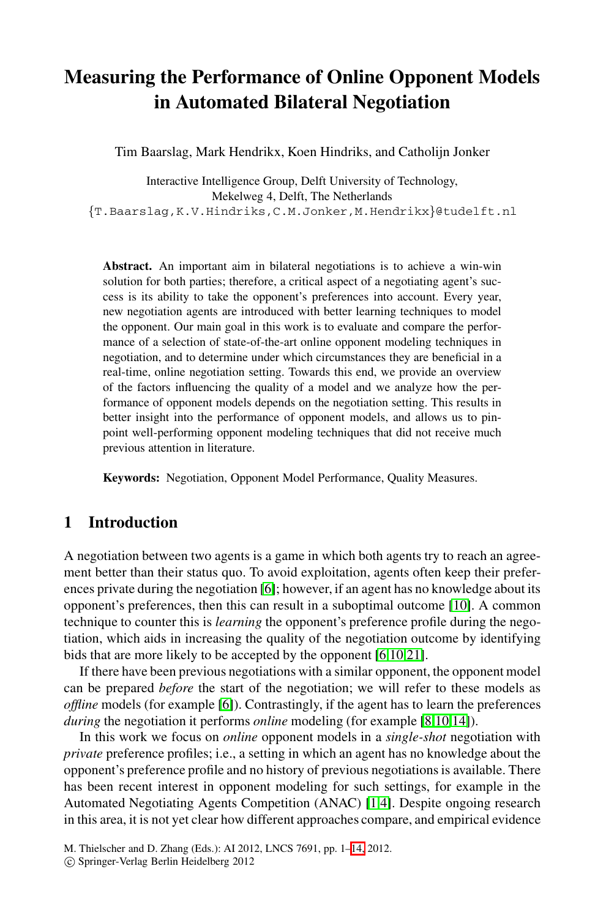# Measuring the Performance of Online Opponent Models in Automated Bilateral Negotiation

Tim Baarslag, Mark Hendrikx, Koen Hindriks, and Catholijn Jonker

Interactive Intelligence Group, Delft University of Technology,
Mekelweg 4, Delft, The Netherlands
{T.Baarslag,K.V.Hindriks,C.M.Jonker,M.Hendrikx}@tudelft.nl

**Abstract.** An important aim in bilateral negotiations is to achieve a win-win solution for both parties; therefore, a critical aspect of a negotiating agent's success is its ability to take the opponent's preferences into account. Every year, new negotiation agents are introduced with better learning techniques to model the opponent. Our main goal in this work is to evaluate and compare the performance of a selection of state-of-the-art online opponent modeling techniques in negotiation, and to determine under which circumstances they are beneficial in a real-time, online negotiation setting. Towards this end, we provide an overview of the factors influencing the quality of a model and we analyze how the performance of opponent models depends on the negotiation setting. This results in better insight into the performance of opponent models, and allows us to pinpoint well-performing opponent modeling techniques that did not receive much previous attention in literature.

**Keywords:** Negotiation, Opponent Model Performance, Quality Measures.

## 1 Introduction

A negotiation between two agents is a game in which both agents try to reach an agreement better than their status quo. To avoid exploitation, agents often keep their preferences private during the negotiation [6]; however, if an agent has no knowledge about its opponent's preferences, then this can result in a suboptimal outcome [10]. A common technique to counter this is *learning* the opponent's preference profile during the negotiation, which aids in increasing the quality of the negotiation outcome by identifying bids that are more likely to be accepted by the opponent [6,10,21].

If there have been previous negotiations with a similar opponent, the opponent model can be prepared *before* the start of the negotiation; we will refer to these models as *offline* models (for example [6]). Contrastingly, if the agent has to learn the preferences *during* the negotiation it performs *online* modeling (for example [8,10,14]).

In this work we focus on *online* opponent models in a *single-shot* negotiation with *private* preference profiles; i.e., a setting in which an agent has no knowledge about the opponent's preference profile and no history of previous negotiations is available. There has been recent interest in opponent modeling for such settings, for example in the Automated Negotiating Agents Competition (ANAC) [1,4]. Despite ongoing research in this area, it is not yet clear how different approaches compare, and empirical evidence

M. Thielscher and D. Zhang (Eds.): AI 2012, LNCS 7691, pp. 1–14, 2012.
© Springer-Verlag Berlin Heidelberg 2012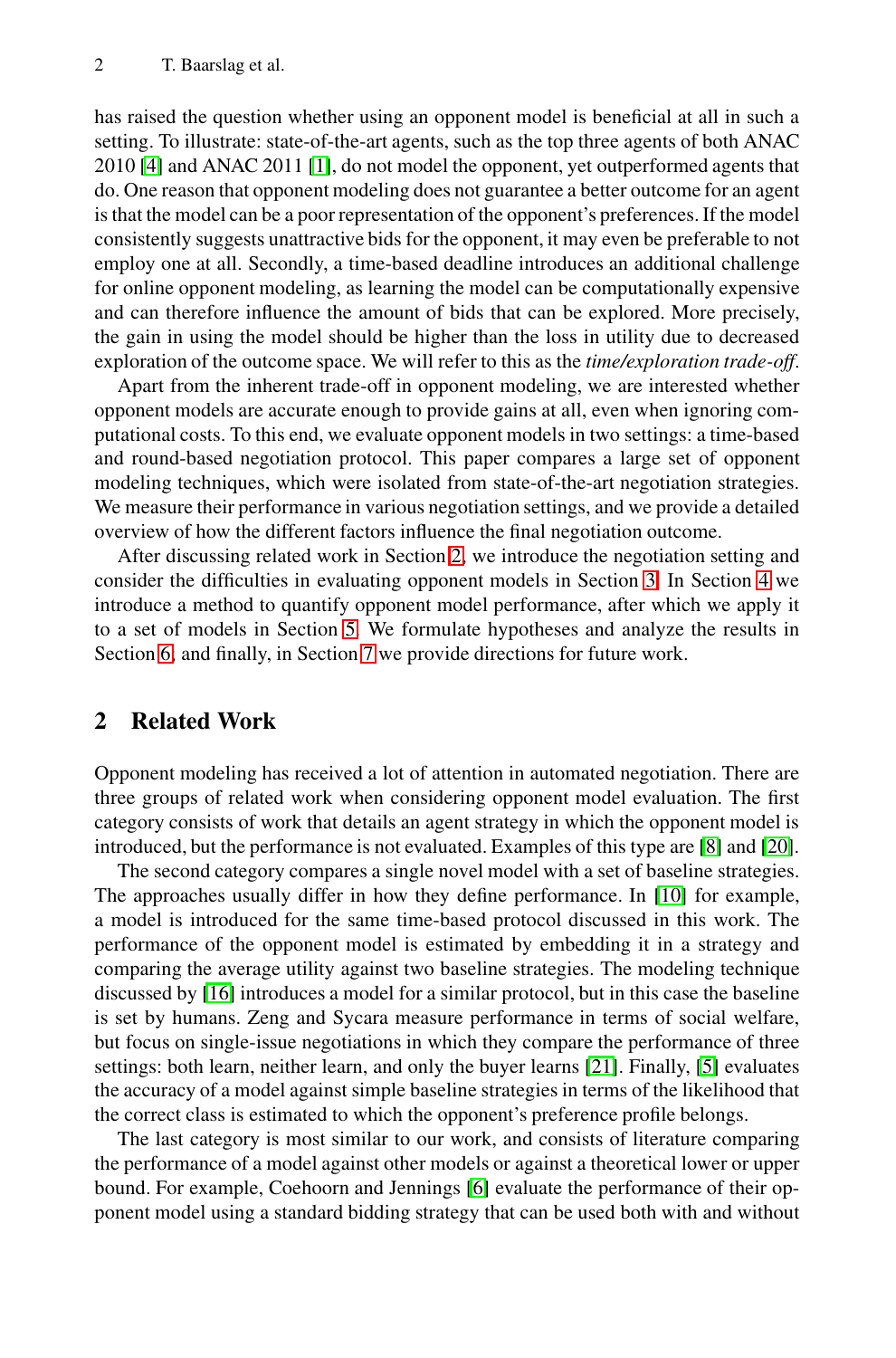has raised the question whether using an opponent model is beneficial at all in such a setting. To illustrate: state-of-the-art agents, such as the top three agents of both ANAC 2010 [4] and ANAC 2011 [1], do not model the opponent, yet outperformed agents that do. One reason that opponent modeling does not guarantee a better outcome for an agent is that the model can be a poor representation of the opponent's preferences. If the model consistently suggests unattractive bids for the opponent, it may even be preferable to not employ one at all. Secondly, a time-based deadline introduces an additional challenge for online opponent modeling, as learning the model can be computationally expensive and can therefore influence the amount of bids that can be explored. More precisely, the gain in using the model should be higher than the loss in utility due to decreased exploration of the outcome space. We will refer to this as the *time/exploration trade-off*.

Apart from the inherent trade-off in opponent modeling, we are interested whether opponent models are accurate enough to provide gains at all, even when ignoring computational costs. To this end, we evaluate opponent models in two settings: a time-based and round-based negotiation protocol. This paper compares a large set of opponent modeling techniques, which were isolated from state-of-the-art negotiation strategies. We measure their performance in various negotiation settings, and we provide a detailed overview of how the different factors influence the final negotiation outcome.

After discussing related work in Section 2, we introduce the negotiation setting and consider the difficulties in evaluating opponent models in Section 3. In Section 4 we introduce a method to quantify opponent model performance, after which we apply it to a set of models in Section 5. We formulate hypotheses and analyze the results in Section 6, and finally, in Section 7 we provide directions for future work.

## 2 Related Work

Opponent modeling has received a lot of attention in automated negotiation. There are three groups of related work when considering opponent model evaluation. The first category consists of work that details an agent strategy in which the opponent model is introduced, but the performance is not evaluated. Examples of this type are [8] and [20].

The second category compares a single novel model with a set of baseline strategies. The approaches usually differ in how they define performance. In [10] for example, a model is introduced for the same time-based protocol discussed in this work. The performance of the opponent model is estimated by embedding it in a strategy and comparing the average utility against two baseline strategies. The modeling technique discussed by [16] introduces a model for a similar protocol, but in this case the baseline is set by humans. Zeng and Sycara measure performance in terms of social welfare, but focus on single-issue negotiations in which they compare the performance of three settings: both learn, neither learn, and only the buyer learns [21]. Finally, [5] evaluates the accuracy of a model against simple baseline strategies in terms of the likelihood that the correct class is estimated to which the opponent's preference profile belongs.

The last category is most similar to our work, and consists of literature comparing the performance of a model against other models or against a theoretical lower or upper bound. For example, Coehoorn and Jennings [6] evaluate the performance of their opponent model using a standard bidding strategy that can be used both with and without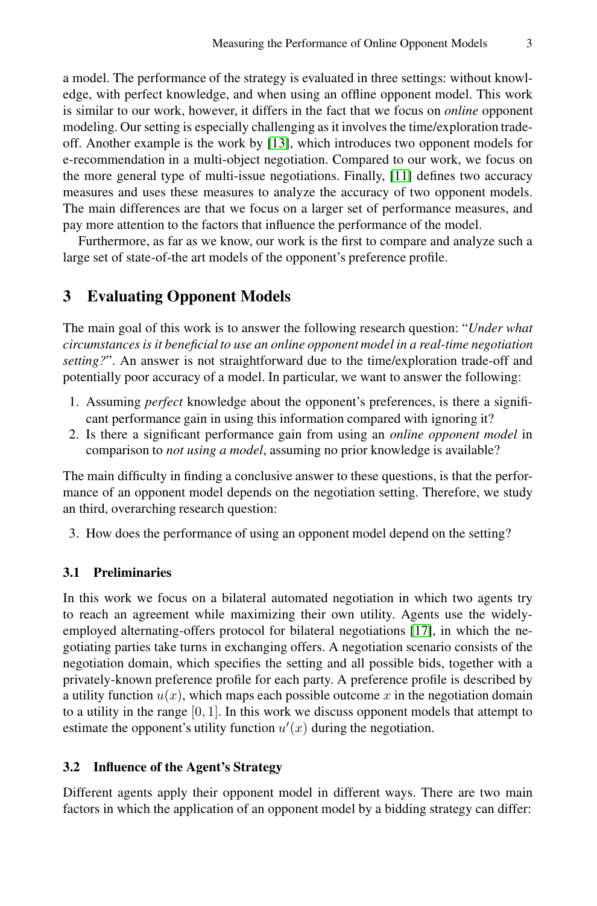a model. The performance of the strategy is evaluated in three settings: without knowledge, with perfect knowledge, and when using an offline opponent model. This work is similar to our work, however, it differs in the fact that we focus on *online* opponent modeling. Our setting is especially challenging as it involves the time/exploration trade-off. Another example is the work by [13], which introduces two opponent models for e-recommendation in a multi-object negotiation. Compared to our work, we focus on the more general type of multi-issue negotiations. Finally, [11] defines two accuracy measures and uses these measures to analyze the accuracy of two opponent models. The main differences are that we focus on a larger set of performance measures, and pay more attention to the factors that influence the performance of the model.

Furthermore, as far as we know, our work is the first to compare and analyze such a large set of state-of-the art models of the opponent's preference profile.

## 3 Evaluating Opponent Models

The main goal of this work is to answer the following research question: "*Under what circumstances is it beneficial to use an online opponent model in a real-time negotiation setting?*". An answer is not straightforward due to the time/exploration trade-off and potentially poor accuracy of a model. In particular, we want to answer the following:

1. Assuming *perfect* knowledge about the opponent's preferences, is there a significant performance gain in using this information compared with ignoring it?
2. Is there a significant performance gain from using an *online opponent model* in comparison to *not using a model*, assuming no prior knowledge is available?

The main difficulty in finding a conclusive answer to these questions, is that the performance of an opponent model depends on the negotiation setting. Therefore, we study an third, overarching research question:

3. How does the performance of using an opponent model depend on the setting?

### 3.1 Preliminaries

In this work we focus on a bilateral automated negotiation in which two agents try to reach an agreement while maximizing their own utility. Agents use the widely-employed alternating-offers protocol for bilateral negotiations [17], in which the negotiating parties take turns in exchanging offers. A negotiation scenario consists of the negotiation domain, which specifies the setting and all possible bids, together with a privately-known preference profile for each party. A preference profile is described by a utility function $u(x)$, which maps each possible outcome $x$ in the negotiation domain to a utility in the range $[0, 1]$. In this work we discuss opponent models that attempt to estimate the opponent's utility function $u'(x)$ during the negotiation.

### 3.2 Influence of the Agent's Strategy

Different agents apply their opponent model in different ways. There are two main factors in which the application of an opponent model by a bidding strategy can differ: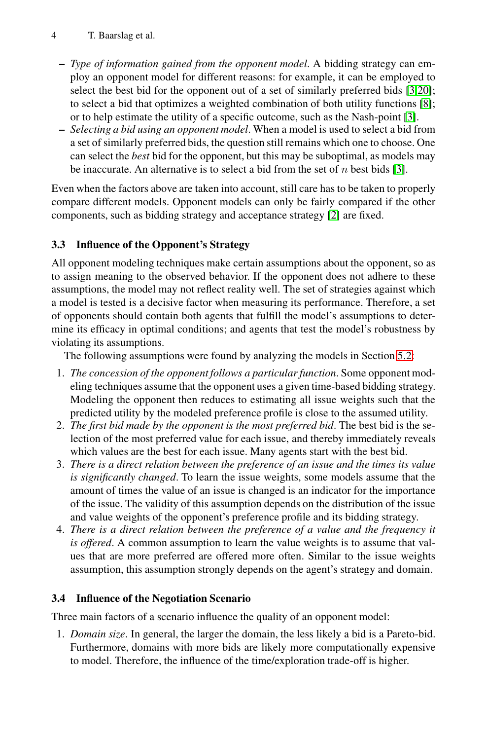- *Type of information gained from the opponent model*. A bidding strategy can employ an opponent model for different reasons: for example, it can be employed to select the best bid for the opponent out of a set of similarly preferred bids [3,20]; to select a bid that optimizes a weighted combination of both utility functions [8]; or to help estimate the utility of a specific outcome, such as the Nash-point [3].
- *Selecting a bid using an opponent model*. When a model is used to select a bid from a set of similarly preferred bids, the question still remains which one to choose. One can select the *best* bid for the opponent, but this may be suboptimal, as models may be inaccurate. An alternative is to select a bid from the set of $n$ best bids [3].

Even when the factors above are taken into account, still care has to be taken to properly compare different models. Opponent models can only be fairly compared if the other components, such as bidding strategy and acceptance strategy [2] are fixed.

### 3.3 Influence of the Opponent's Strategy

All opponent modeling techniques make certain assumptions about the opponent, so as to assign meaning to the observed behavior. If the opponent does not adhere to these assumptions, the model may not reflect reality well. The set of strategies against which a model is tested is a decisive factor when measuring its performance. Therefore, a set of opponents should contain both agents that fulfill the model's assumptions to determine its efficacy in optimal conditions; and agents that test the model's robustness by violating its assumptions.

The following assumptions were found by analyzing the models in Section 5.2:

1. *The concession of the opponent follows a particular function*. Some opponent modeling techniques assume that the opponent uses a given time-based bidding strategy. Modeling the opponent then reduces to estimating all issue weights such that the predicted utility by the modeled preference profile is close to the assumed utility.
2. *The first bid made by the opponent is the most preferred bid*. The best bid is the selection of the most preferred value for each issue, and thereby immediately reveals which values are the best for each issue. Many agents start with the best bid.
3. *There is a direct relation between the preference of an issue and the times its value is significantly changed*. To learn the issue weights, some models assume that the amount of times the value of an issue is changed is an indicator for the importance of the issue. The validity of this assumption depends on the distribution of the issue and value weights of the opponent's preference profile and its bidding strategy.
4. *There is a direct relation between the preference of a value and the frequency it is offered*. A common assumption to learn the value weights is to assume that values that are more preferred are offered more often. Similar to the issue weights assumption, this assumption strongly depends on the agent's strategy and domain.

### 3.4 Influence of the Negotiation Scenario

Three main factors of a scenario influence the quality of an opponent model:

1. *Domain size*. In general, the larger the domain, the less likely a bid is a Pareto-bid. Furthermore, domains with more bids are likely more computationally expensive to model. Therefore, the influence of the time/exploration trade-off is higher.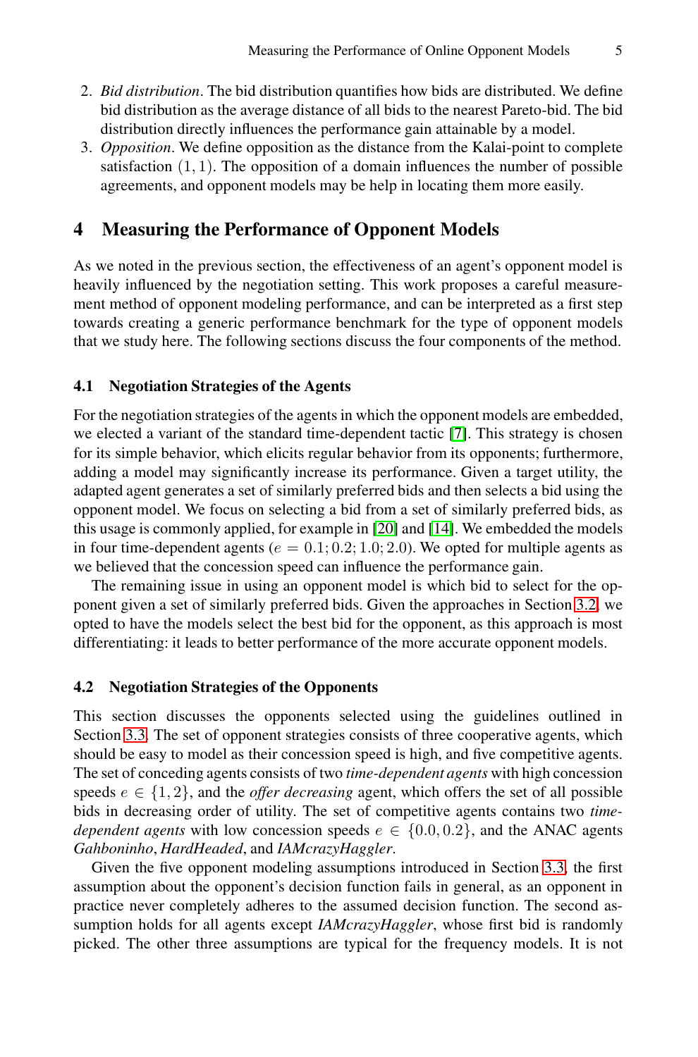2. *Bid distribution*. The bid distribution quantifies how bids are distributed. We define bid distribution as the average distance of all bids to the nearest Pareto-bid. The bid distribution directly influences the performance gain attainable by a model.
3. *Opposition*. We define opposition as the distance from the Kalai-point to complete satisfaction $(1, 1)$. The opposition of a domain influences the number of possible agreements, and opponent models may be help in locating them more easily.

## 4 Measuring the Performance of Opponent Models

As we noted in the previous section, the effectiveness of an agent's opponent model is heavily influenced by the negotiation setting. This work proposes a careful measurement method of opponent modeling performance, and can be interpreted as a first step towards creating a generic performance benchmark for the type of opponent models that we study here. The following sections discuss the four components of the method.

### 4.1 Negotiation Strategies of the Agents

For the negotiation strategies of the agents in which the opponent models are embedded, we elected a variant of the standard time-dependent tactic [7]. This strategy is chosen for its simple behavior, which elicits regular behavior from its opponents; furthermore, adding a model may significantly increase its performance. Given a target utility, the adapted agent generates a set of similarly preferred bids and then selects a bid using the opponent model. We focus on selecting a bid from a set of similarly preferred bids, as this usage is commonly applied, for example in [20] and [14]. We embedded the models in four time-dependent agents ($e = 0.1; 0.2; 1.0; 2.0$). We opted for multiple agents as we believed that the concession speed can influence the performance gain.

The remaining issue in using an opponent model is which bid to select for the opponent given a set of similarly preferred bids. Given the approaches in Section 3.2, we opted to have the models select the best bid for the opponent, as this approach is most differentiating: it leads to better performance of the more accurate opponent models.

### 4.2 Negotiation Strategies of the Opponents

This section discusses the opponents selected using the guidelines outlined in Section 3.3. The set of opponent strategies consists of three cooperative agents, which should be easy to model as their concession speed is high, and five competitive agents. The set of conceding agents consists of two *time-dependent agents* with high concession speeds $e \in \{1, 2\}$, and the *offer decreasing* agent, which offers the set of all possible bids in decreasing order of utility. The set of competitive agents contains two *time-dependent agents* with low concession speeds $e \in \{0.0, 0.2\}$, and the ANAC agents *Gahboninho*, *HardHeaded*, and *IAMcrazyHaggler*.

Given the five opponent modeling assumptions introduced in Section 3.3, the first assumption about the opponent's decision function fails in general, as an opponent in practice never completely adheres to the assumed decision function. The second assumption holds for all agents except *IAMcrazyHaggler*, whose first bid is randomly picked. The other three assumptions are typical for the frequency models. It is not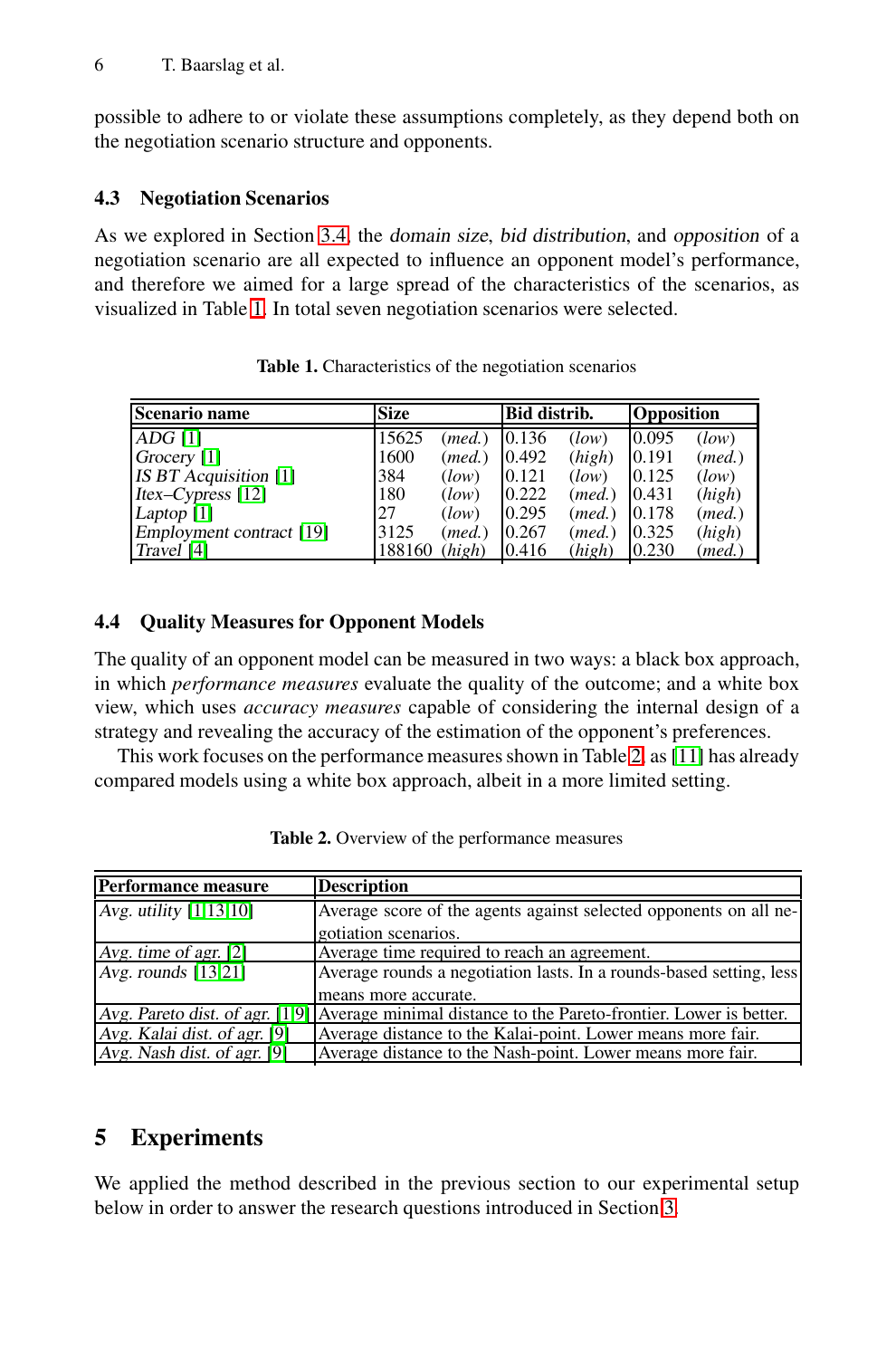possible to adhere to or violate these assumptions completely, as they depend both on the negotiation scenario structure and opponents.

### 4.3 Negotiation Scenarios

As we explored in Section 3.4, the *domain size*, *bid distribution*, and *opposition* of a negotiation scenario are all expected to influence an opponent model's performance, and therefore we aimed for a large spread of the characteristics of the scenarios, as visualized in Table 1. In total seven negotiation scenarios were selected.

**Table 1.** Characteristics of the negotiation scenarios

| Scenario name | Size | | Bid distrib. | | Opposition | |
|---|---|---|---|---|---|---|
| *ADG* [1] | 15625 | (*med.*) | 0.136 | (*low*) | 0.095 | (*low*) |
| *Grocery* [1] | 1600 | (*med.*) | 0.492 | (*high*) | 0.191 | (*med.*) |
| *IS BT Acquisition* [1] | 384 | (*low*) | 0.121 | (*low*) | 0.125 | (*low*) |
| *Itex–Cypress* [12] | 180 | (*low*) | 0.222 | (*med.*) | 0.431 | (*high*) |
| *Laptop* [1] | 27 | (*low*) | 0.295 | (*med.*) | 0.178 | (*med.*) |
| *Employment contract* [19] | 3125 | (*med.*) | 0.267 | (*med.*) | 0.325 | (*high*) |
| *Travel* [4] | 188160 | (*high*) | 0.416 | (*high*) | 0.230 | (*med.*) |

### 4.4 Quality Measures for Opponent Models

The quality of an opponent model can be measured in two ways: a black box approach, in which *performance measures* evaluate the quality of the outcome; and a white box view, which uses *accuracy measures* capable of considering the internal design of a strategy and revealing the accuracy of the estimation of the opponent's preferences.

This work focuses on the performance measures shown in Table 2, as [11] has already compared models using a white box approach, albeit in a more limited setting.

**Table 2.** Overview of the performance measures

| Performance measure | Description |
|---|---|
| *Avg. utility* [1,13,10] | Average score of the agents against selected opponents on all negotiation scenarios. |
| *Avg. time of agr.* [2] | Average time required to reach an agreement. |
| *Avg. rounds* [13,21] | Average rounds a negotiation lasts. In a rounds-based setting, less means more accurate. |
| *Avg. Pareto dist. of agr.* [1,9] | Average minimal distance to the Pareto-frontier. Lower is better. |
| *Avg. Kalai dist. of agr.* [9] | Average distance to the Kalai-point. Lower means more fair. |
| *Avg. Nash dist. of agr.* [9] | Average distance to the Nash-point. Lower means more fair. |

## 5 Experiments

We applied the method described in the previous section to our experimental setup below in order to answer the research questions introduced in Section 3.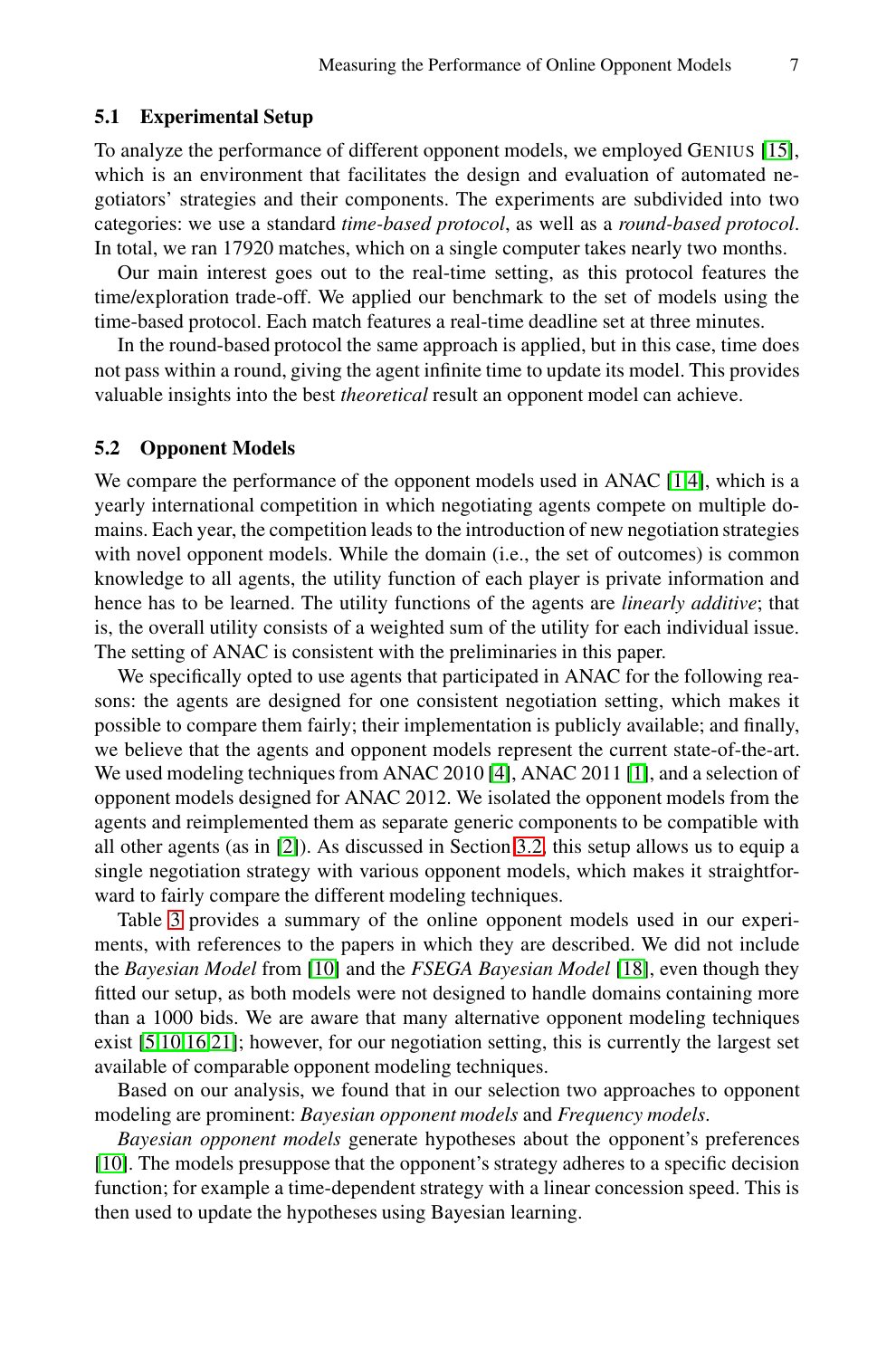### 5.1 Experimental Setup

To analyze the performance of different opponent models, we employed GENIUS [15], which is an environment that facilitates the design and evaluation of automated negotiators' strategies and their components. The experiments are subdivided into two categories: we use a standard *time-based protocol*, as well as a *round-based protocol*. In total, we ran 17920 matches, which on a single computer takes nearly two months.

Our main interest goes out to the real-time setting, as this protocol features the time/exploration trade-off. We applied our benchmark to the set of models using the time-based protocol. Each match features a real-time deadline set at three minutes.

In the round-based protocol the same approach is applied, but in this case, time does not pass within a round, giving the agent infinite time to update its model. This provides valuable insights into the best *theoretical* result an opponent model can achieve.

### 5.2 Opponent Models

We compare the performance of the opponent models used in ANAC [1,4], which is a yearly international competition in which negotiating agents compete on multiple domains. Each year, the competition leads to the introduction of new negotiation strategies with novel opponent models. While the domain (i.e., the set of outcomes) is common knowledge to all agents, the utility function of each player is private information and hence has to be learned. The utility functions of the agents are *linearly additive*; that is, the overall utility consists of a weighted sum of the utility for each individual issue. The setting of ANAC is consistent with the preliminaries in this paper.

We specifically opted to use agents that participated in ANAC for the following reasons: the agents are designed for one consistent negotiation setting, which makes it possible to compare them fairly; their implementation is publicly available; and finally, we believe that the agents and opponent models represent the current state-of-the-art. We used modeling techniques from ANAC 2010 [4], ANAC 2011 [1], and a selection of opponent models designed for ANAC 2012. We isolated the opponent models from the agents and reimplemented them as separate generic components to be compatible with all other agents (as in [2]). As discussed in Section 3.2, this setup allows us to equip a single negotiation strategy with various opponent models, which makes it straightforward to fairly compare the different modeling techniques.

Table 3 provides a summary of the online opponent models used in our experiments, with references to the papers in which they are described. We did not include the *Bayesian Model* from [10] and the *FSEGA Bayesian Model* [18], even though they fitted our setup, as both models were not designed to handle domains containing more than a 1000 bids. We are aware that many alternative opponent modeling techniques exist [5,10,16,21]; however, for our negotiation setting, this is currently the largest set available of comparable opponent modeling techniques.

Based on our analysis, we found that in our selection two approaches to opponent modeling are prominent: *Bayesian opponent models* and *Frequency models*.

*Bayesian opponent models* generate hypotheses about the opponent's preferences [10]. The models presuppose that the opponent's strategy adheres to a specific decision function; for example a time-dependent strategy with a linear concession speed. This is then used to update the hypotheses using Bayesian learning.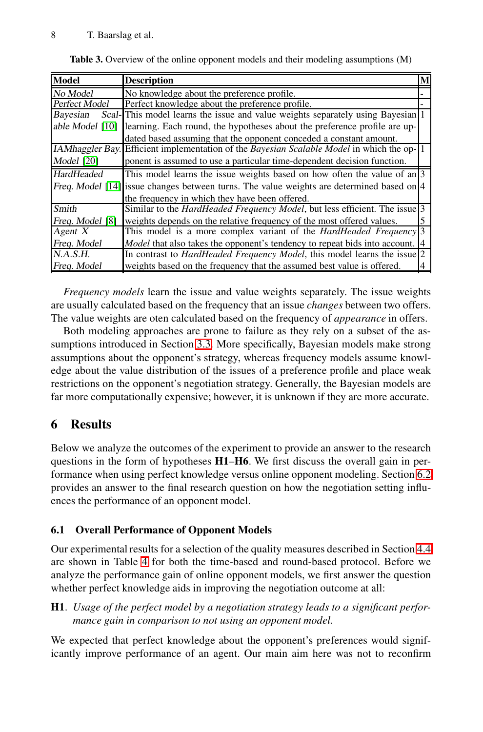**Table 3.** Overview of the online opponent models and their modeling assumptions (M)

| Model | Description | M |
|---|---|---|
| *No Model* | No knowledge about the preference profile. | - |
| *Perfect Model* | Perfect knowledge about the preference profile. | - |
| *Bayesian Scalable Model* [10] | This model learns the issue and value weights separately using Bayesian learning. Each round, the hypotheses about the preference profile are updated based assuming that the opponent conceded a constant amount. | 1 |
| *IAMhaggler Bay. Model* [20] | Efficient implementation of the *Bayesian Scalable Model* in which the opponent is assumed to use a particular time-dependent decision function. | 1 |
| *HardHeaded Freq. Model* [14] | This model learns the issue weights based on how often the value of an issue changes between turns. The value weights are determined based on the frequency in which they have been offered. | 3 4 |
| *Smith Freq. Model* [8] | Similar to the *HardHeaded Frequency Model*, but less efficient. The issue weights depends on the relative frequency of the most offered values. | 3 5 |
| *Agent X Freq. Model* | This model is a more complex variant of the *HardHeaded Frequency Model* that also takes the opponent's tendency to repeat bids into account. | 3 4 |
| *N.A.S.H. Freq. Model* | In contrast to *HardHeaded Frequency Model*, this model learns the issue weights based on the frequency that the assumed best value is offered. | 2 4 |

*Frequency models* learn the issue and value weights separately. The issue weights are usually calculated based on the frequency that an issue *changes* between two offers. The value weights are oten calculated based on the frequency of *appearance* in offers.

Both modeling approaches are prone to failure as they rely on a subset of the assumptions introduced in Section 3.3. More specifically, Bayesian models make strong assumptions about the opponent's strategy, whereas frequency models assume knowledge about the value distribution of the issues of a preference profile and place weak restrictions on the opponent's negotiation strategy. Generally, the Bayesian models are far more computationally expensive; however, it is unknown if they are more accurate.

## 6 Results

Below we analyze the outcomes of the experiment to provide an answer to the research questions in the form of hypotheses **H1**–**H6**. We first discuss the overall gain in performance when using perfect knowledge versus online opponent modeling. Section 6.2 provides an answer to the final research question on how the negotiation setting influences the performance of an opponent model.

### 6.1 Overall Performance of Opponent Models

Our experimental results for a selection of the quality measures described in Section 4.4 are shown in Table 4 for both the time-based and round-based protocol. Before we analyze the performance gain of online opponent models, we first answer the question whether perfect knowledge aids in improving the negotiation outcome at all:

**H1**. *Usage of the perfect model by a negotiation strategy leads to a significant performance gain in comparison to not using an opponent model.*

We expected that perfect knowledge about the opponent's preferences would significantly improve performance of an agent. Our main aim here was not to reconfirm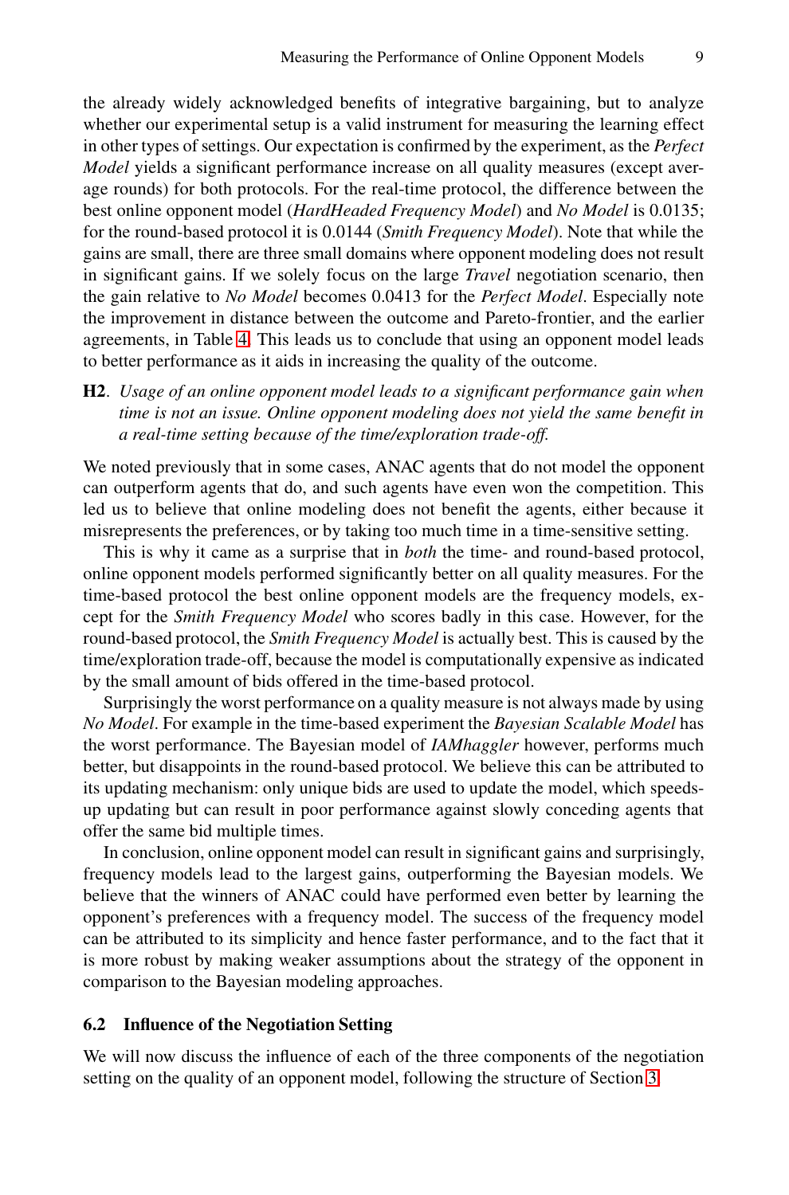the already widely acknowledged benefits of integrative bargaining, but to analyze whether our experimental setup is a valid instrument for measuring the learning effect in other types of settings. Our expectation is confirmed by the experiment, as the *Perfect Model* yields a significant performance increase on all quality measures (except average rounds) for both protocols. For the real-time protocol, the difference between the best online opponent model (*HardHeaded Frequency Model*) and *No Model* is 0.0135; for the round-based protocol it is 0.0144 (*Smith Frequency Model*). Note that while the gains are small, there are three small domains where opponent modeling does not result in significant gains. If we solely focus on the large *Travel* negotiation scenario, then the gain relative to *No Model* becomes 0.0413 for the *Perfect Model*. Especially note the improvement in distance between the outcome and Pareto-frontier, and the earlier agreements, in Table 4. This leads us to conclude that using an opponent model leads to better performance as it aids in increasing the quality of the outcome.

**H2**. *Usage of an online opponent model leads to a significant performance gain when time is not an issue. Online opponent modeling does not yield the same benefit in a real-time setting because of the time/exploration trade-off.*

We noted previously that in some cases, ANAC agents that do not model the opponent can outperform agents that do, and such agents have even won the competition. This led us to believe that online modeling does not benefit the agents, either because it misrepresents the preferences, or by taking too much time in a time-sensitive setting.

This is why it came as a surprise that in *both* the time- and round-based protocol, online opponent models performed significantly better on all quality measures. For the time-based protocol the best online opponent models are the frequency models, except for the *Smith Frequency Model* who scores badly in this case. However, for the round-based protocol, the *Smith Frequency Model* is actually best. This is caused by the time/exploration trade-off, because the model is computationally expensive as indicated by the small amount of bids offered in the time-based protocol.

Surprisingly the worst performance on a quality measure is not always made by using *No Model*. For example in the time-based experiment the *Bayesian Scalable Model* has the worst performance. The Bayesian model of *IAMhaggler* however, performs much better, but disappoints in the round-based protocol. We believe this can be attributed to its updating mechanism: only unique bids are used to update the model, which speeds-up updating but can result in poor performance against slowly conceding agents that offer the same bid multiple times.

In conclusion, online opponent model can result in significant gains and surprisingly, frequency models lead to the largest gains, outperforming the Bayesian models. We believe that the winners of ANAC could have performed even better by learning the opponent's preferences with a frequency model. The success of the frequency model can be attributed to its simplicity and hence faster performance, and to the fact that it is more robust by making weaker assumptions about the strategy of the opponent in comparison to the Bayesian modeling approaches.

### 6.2 Influence of the Negotiation Setting

We will now discuss the influence of each of the three components of the negotiation setting on the quality of an opponent model, following the structure of Section 3.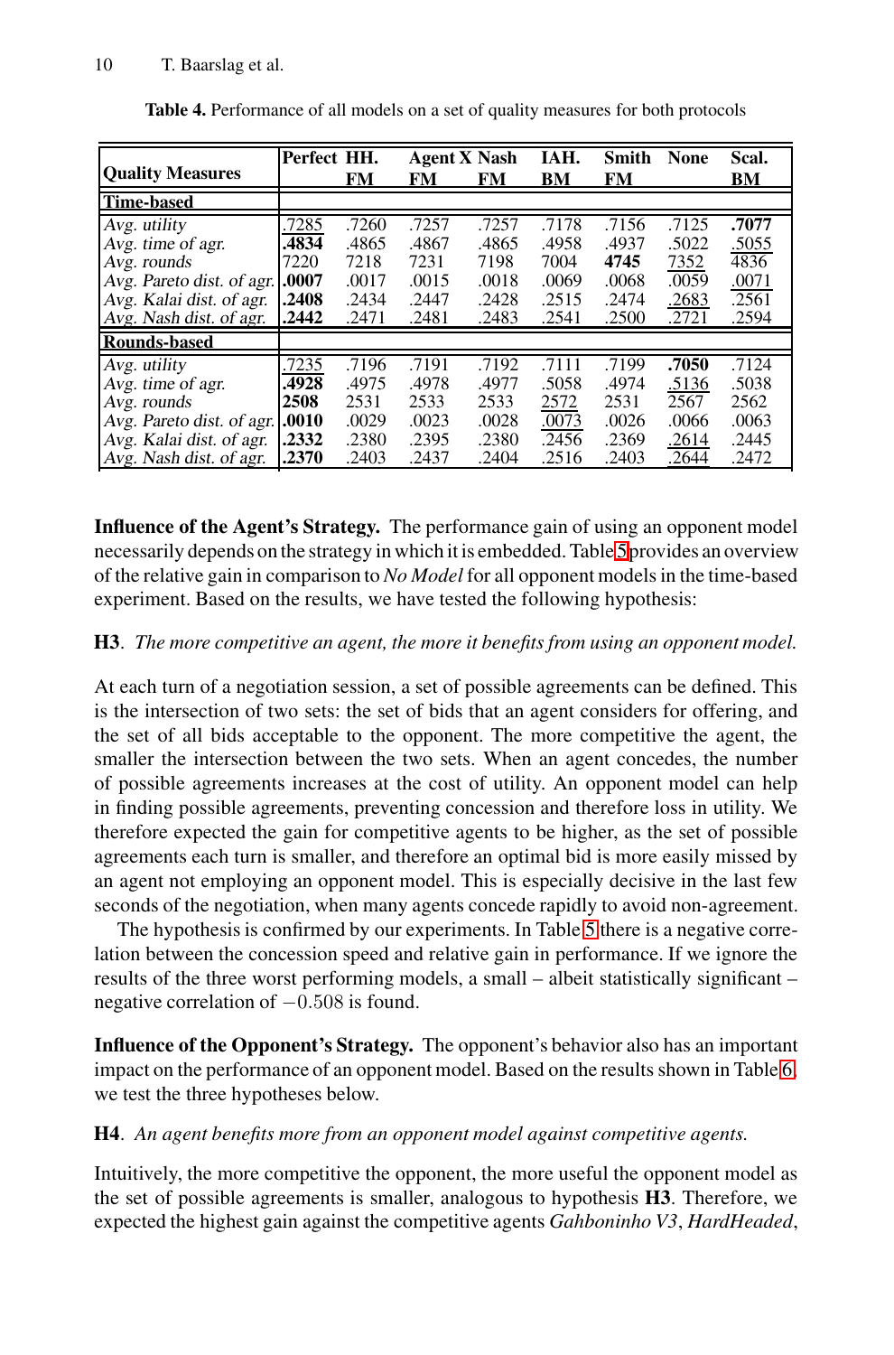**Table 4.** Performance of all models on a set of quality measures for both protocols

| Quality Measures | Perfect | HH. FM | Agent X FM | Nash FM | IAH. BM | Smith FM | None | Scal. BM |
|---|---|---|---|---|---|---|---|---|
| **Time-based** | | | | | | | | |
| *Avg. utility* | .7285 | .7260 | .7257 | .7257 | .7178 | .7156 | .7125 | **.7077** |
| *Avg. time of agr.* | **.4834** | .4865 | .4867 | .4865 | .4958 | .4937 | .5022 | .5055 |
| *Avg. rounds* | 7220 | 7218 | 7231 | 7198 | 7004 | **4745** | 7352 | 4836 |
| *Avg. Pareto dist. of agr.* | **.0007** | .0017 | .0015 | .0018 | .0069 | .0068 | .0059 | .0071 |
| *Avg. Kalai dist. of agr.* | **.2408** | .2434 | .2447 | .2428 | .2515 | .2474 | .2683 | .2561 |
| *Avg. Nash dist. of agr.* | **.2442** | .2471 | .2481 | .2483 | .2541 | .2500 | .2721 | .2594 |
| **Rounds-based** | | | | | | | | |
| *Avg. utility* | .7235 | .7196 | .7191 | .7192 | .7111 | .7199 | **.7050** | .7124 |
| *Avg. time of agr.* | **.4928** | .4975 | .4978 | .4977 | .5058 | .4974 | .5136 | .5038 |
| *Avg. rounds* | **2508** | 2531 | 2533 | 2533 | 2572 | 2531 | 2567 | 2562 |
| *Avg. Pareto dist. of agr.* | **.0010** | .0029 | .0023 | .0028 | .0073 | .0026 | .0066 | .0063 |
| *Avg. Kalai dist. of agr.* | **.2332** | .2380 | .2395 | .2380 | .2456 | .2369 | .2614 | .2445 |
| *Avg. Nash dist. of agr.* | **.2370** | .2403 | .2437 | .2404 | .2516 | .2403 | .2644 | .2472 |

**Influence of the Agent's Strategy.** The performance gain of using an opponent model necessarily depends on the strategy in which it is embedded. Table 5 provides an overview of the relative gain in comparison to *No Model* for all opponent models in the time-based experiment. Based on the results, we have tested the following hypothesis:

**H3**. *The more competitive an agent, the more it benefits from using an opponent model.*

At each turn of a negotiation session, a set of possible agreements can be defined. This is the intersection of two sets: the set of bids that an agent considers for offering, and the set of all bids acceptable to the opponent. The more competitive the agent, the smaller the intersection between the two sets. When an agent concedes, the number of possible agreements increases at the cost of utility. An opponent model can help in finding possible agreements, preventing concession and therefore loss in utility. We therefore expected the gain for competitive agents to be higher, as the set of possible agreements each turn is smaller, and therefore an optimal bid is more easily missed by an agent not employing an opponent model. This is especially decisive in the last few seconds of the negotiation, when many agents concede rapidly to avoid non-agreement.

The hypothesis is confirmed by our experiments. In Table 5 there is a negative correlation between the concession speed and relative gain in performance. If we ignore the results of the three worst performing models, a small – albeit statistically significant – negative correlation of $-0.508$ is found.

**Influence of the Opponent's Strategy.** The opponent's behavior also has an important impact on the performance of an opponent model. Based on the results shown in Table 6, we test the three hypotheses below.

**H4**. *An agent benefits more from an opponent model against competitive agents.*

Intuitively, the more competitive the opponent, the more useful the opponent model as the set of possible agreements is smaller, analogous to hypothesis **H3**. Therefore, we expected the highest gain against the competitive agents *Gahboninho V3*, *HardHeaded*,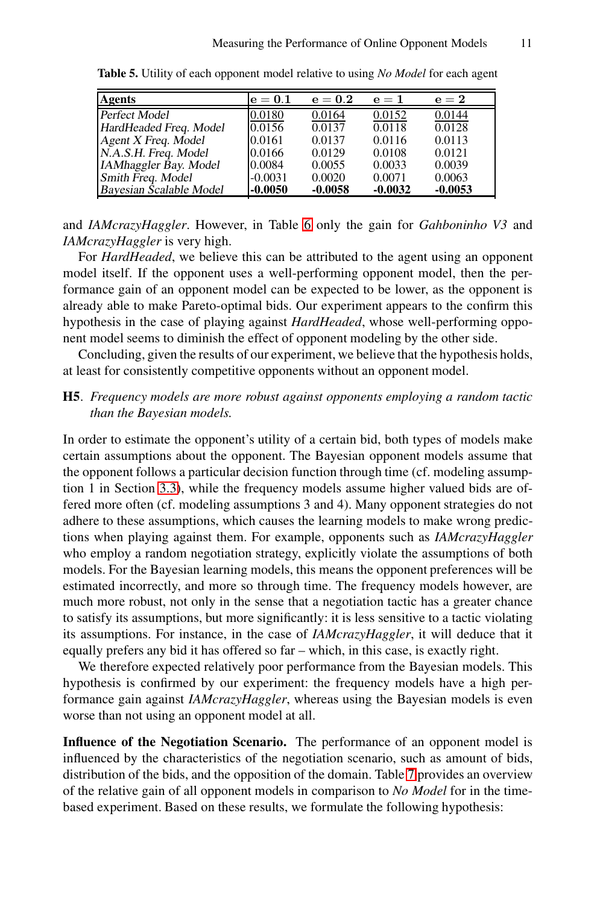Table 5. Utility of each opponent model relative to using *No Model* for each agent

| Agents | $e = 0.1$ | $e = 0.2$ | $e = 1$ | $e = 2$ |
|---|---|---|---|---|
| *Perfect Model* | 0.0180 | 0.0164 | 0.0152 | 0.0144 |
| *HardHeaded Freq. Model* | 0.0156 | 0.0137 | 0.0118 | 0.0128 |
| *Agent X Freq. Model* | 0.0161 | 0.0137 | 0.0116 | 0.0113 |
| *N.A.S.H. Freq. Model* | 0.0166 | 0.0129 | 0.0108 | 0.0121 |
| *IAMhaggler Bay. Model* | 0.0084 | 0.0055 | 0.0033 | 0.0039 |
| *Smith Freq. Model* | -0.0031 | 0.0020 | 0.0071 | 0.0063 |
| *Bayesian Scalable Model* | **-0.0050** | **-0.0058** | **-0.0032** | **-0.0053** |

and *IAMcrazyHaggler*. However, in Table 6 only the gain for *Gahboninho V3* and *IAMcrazyHaggler* is very high.

For *HardHeaded*, we believe this can be attributed to the agent using an opponent model itself. If the opponent uses a well-performing opponent model, then the performance gain of an opponent model can be expected to be lower, as the opponent is already able to make Pareto-optimal bids. Our experiment appears to the confirm this hypothesis in the case of playing against *HardHeaded*, whose well-performing opponent model seems to diminish the effect of opponent modeling by the other side.

Concluding, given the results of our experiment, we believe that the hypothesis holds, at least for consistently competitive opponents without an opponent model.

**H5**. *Frequency models are more robust against opponents employing a random tactic than the Bayesian models.*

In order to estimate the opponent's utility of a certain bid, both types of models make certain assumptions about the opponent. The Bayesian opponent models assume that the opponent follows a particular decision function through time (cf. modeling assumption 1 in Section 3.3), while the frequency models assume higher valued bids are offered more often (cf. modeling assumptions 3 and 4). Many opponent strategies do not adhere to these assumptions, which causes the learning models to make wrong predictions when playing against them. For example, opponents such as *IAMcrazyHaggler* who employ a random negotiation strategy, explicitly violate the assumptions of both models. For the Bayesian learning models, this means the opponent preferences will be estimated incorrectly, and more so through time. The frequency models however, are much more robust, not only in the sense that a negotiation tactic has a greater chance to satisfy its assumptions, but more significantly: it is less sensitive to a tactic violating its assumptions. For instance, in the case of *IAMcrazyHaggler*, it will deduce that it equally prefers any bid it has offered so far – which, in this case, is exactly right.

We therefore expected relatively poor performance from the Bayesian models. This hypothesis is confirmed by our experiment: the frequency models have a high performance gain against *IAMcrazyHaggler*, whereas using the Bayesian models is even worse than not using an opponent model at all.

**Influence of the Negotiation Scenario.** The performance of an opponent model is influenced by the characteristics of the negotiation scenario, such as amount of bids, distribution of the bids, and the opposition of the domain. Table 7 provides an overview of the relative gain of all opponent models in comparison to *No Model* for in the time-based experiment. Based on these results, we formulate the following hypothesis: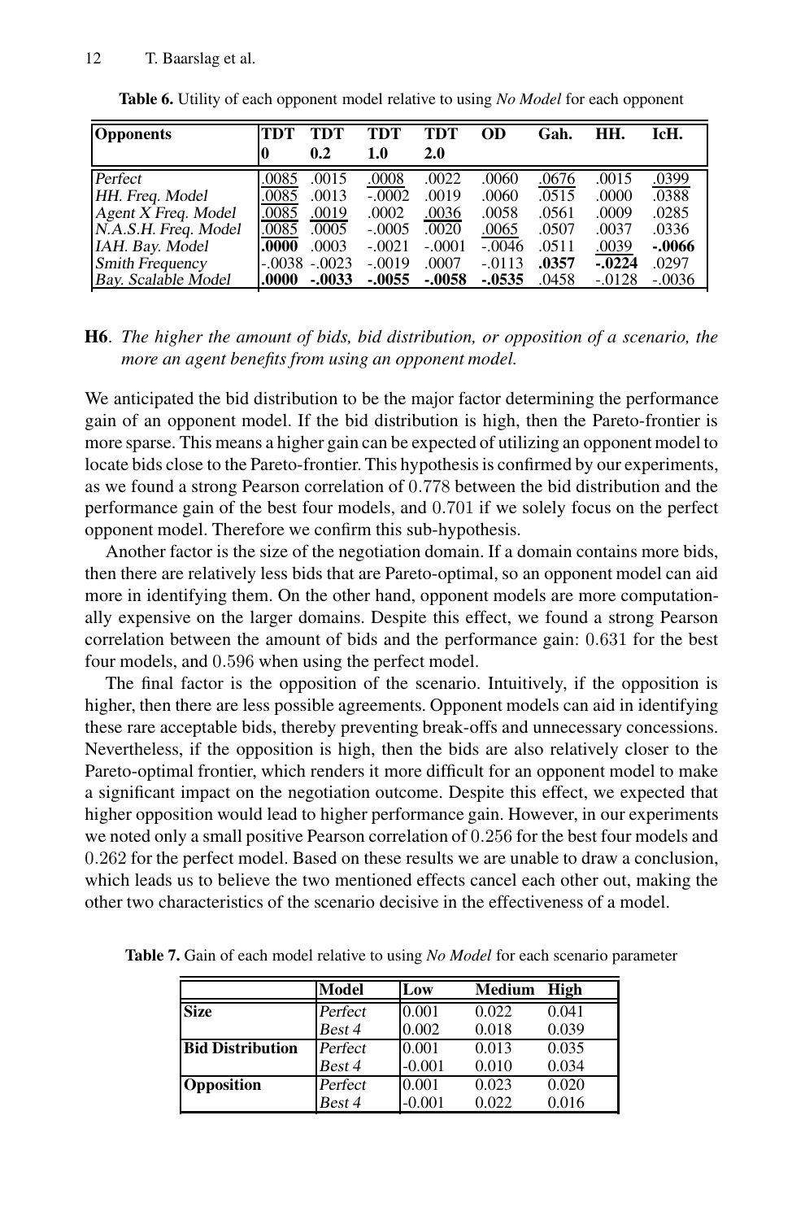**Table 6.** Utility of each opponent model relative to using *No Model* for each opponent

| Opponents | TDT 0 | TDT 0.2 | TDT 1.0 | TDT 2.0 | OD | Gah. | HH. | IcH. |
|---|---|---|---|---|---|---|---|---|
| *Perfect* | .0085 | .0015 | .0008 | .0022 | .0060 | .0676 | .0015 | .0399 |
| *HH. Freq. Model* | .0085 | .0013 | -.0002 | .0019 | .0060 | .0515 | .0000 | .0388 |
| *Agent X Freq. Model* | .0085 | .0019 | .0002 | .0036 | .0058 | .0561 | .0009 | .0285 |
| *N.A.S.H. Freq. Model* | .0085 | .0005 | -.0005 | .0020 | .0065 | .0507 | .0037 | .0336 |
| *IAH. Bay. Model* | **.0000** | .0003 | -.0021 | -.0001 | -.0046 | .0511 | .0039 | **-.0066** |
| *Smith Frequency* | -.0038 | -.0023 | -.0019 | .0007 | -.0113 | **.0357** | **-.0224** | .0297 |
| *Bay. Scalable Model* | **.0000** | **-.0033** | **-.0055** | **-.0058** | **-.0535** | .0458 | -.0128 | -.0036 |

**H6**. *The higher the amount of bids, bid distribution, or opposition of a scenario, the more an agent benefits from using an opponent model.*

We anticipated the bid distribution to be the major factor determining the performance gain of an opponent model. If the bid distribution is high, then the Pareto-frontier is more sparse. This means a higher gain can be expected of utilizing an opponent model to locate bids close to the Pareto-frontier. This hypothesis is confirmed by our experiments, as we found a strong Pearson correlation of $0.778$ between the bid distribution and the performance gain of the best four models, and $0.701$ if we solely focus on the perfect opponent model. Therefore we confirm this sub-hypothesis.

Another factor is the size of the negotiation domain. If a domain contains more bids, then there are relatively less bids that are Pareto-optimal, so an opponent model can aid more in identifying them. On the other hand, opponent models are more computationally expensive on the larger domains. Despite this effect, we found a strong Pearson correlation between the amount of bids and the performance gain: $0.631$ for the best four models, and $0.596$ when using the perfect model.

The final factor is the opposition of the scenario. Intuitively, if the opposition is higher, then there are less possible agreements. Opponent models can aid in identifying these rare acceptable bids, thereby preventing break-offs and unnecessary concessions. Nevertheless, if the opposition is high, then the bids are also relatively closer to the Pareto-optimal frontier, which renders it more difficult for an opponent model to make a significant impact on the negotiation outcome. Despite this effect, we expected that higher opposition would lead to higher performance gain. However, in our experiments we noted only a small positive Pearson correlation of $0.256$ for the best four models and $0.262$ for the perfect model. Based on these results we are unable to draw a conclusion, which leads us to believe the two mentioned effects cancel each other out, making the other two characteristics of the scenario decisive in the effectiveness of a model.

**Table 7.** Gain of each model relative to using *No Model* for each scenario parameter

| | Model | Low | Medium | High |
|---|---|---|---|---|
| **Size** | *Perfect* | 0.001 | 0.022 | 0.041 |
| | *Best 4* | 0.002 | 0.018 | 0.039 |
| **Bid Distribution** | *Perfect* | 0.001 | 0.013 | 0.035 |
| | *Best 4* | -0.001 | 0.010 | 0.034 |
| **Opposition** | *Perfect* | 0.001 | 0.023 | 0.020 |
| | *Best 4* | -0.001 | 0.022 | 0.016 |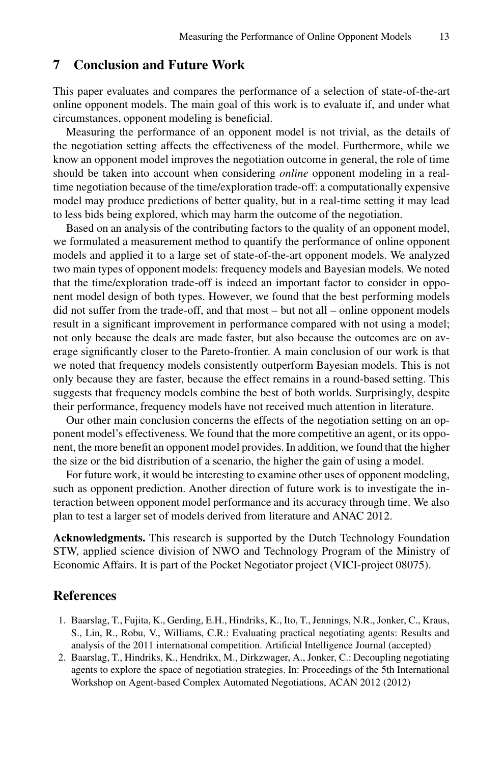## 7 Conclusion and Future Work

This paper evaluates and compares the performance of a selection of state-of-the-art online opponent models. The main goal of this work is to evaluate if, and under what circumstances, opponent modeling is beneficial.

Measuring the performance of an opponent model is not trivial, as the details of the negotiation setting affects the effectiveness of the model. Furthermore, while we know an opponent model improves the negotiation outcome in general, the role of time should be taken into account when considering *online* opponent modeling in a real-time negotiation because of the time/exploration trade-off: a computationally expensive model may produce predictions of better quality, but in a real-time setting it may lead to less bids being explored, which may harm the outcome of the negotiation.

Based on an analysis of the contributing factors to the quality of an opponent model, we formulated a measurement method to quantify the performance of online opponent models and applied it to a large set of state-of-the-art opponent models. We analyzed two main types of opponent models: frequency models and Bayesian models. We noted that the time/exploration trade-off is indeed an important factor to consider in opponent model design of both types. However, we found that the best performing models did not suffer from the trade-off, and that most – but not all – online opponent models result in a significant improvement in performance compared with not using a model; not only because the deals are made faster, but also because the outcomes are on average significantly closer to the Pareto-frontier. A main conclusion of our work is that we noted that frequency models consistently outperform Bayesian models. This is not only because they are faster, because the effect remains in a round-based setting. This suggests that frequency models combine the best of both worlds. Surprisingly, despite their performance, frequency models have not received much attention in literature.

Our other main conclusion concerns the effects of the negotiation setting on an opponent model's effectiveness. We found that the more competitive an agent, or its opponent, the more benefit an opponent model provides. In addition, we found that the higher the size or the bid distribution of a scenario, the higher the gain of using a model.

For future work, it would be interesting to examine other uses of opponent modeling, such as opponent prediction. Another direction of future work is to investigate the interaction between opponent model performance and its accuracy through time. We also plan to test a larger set of models derived from literature and ANAC 2012.

**Acknowledgments.** This research is supported by the Dutch Technology Foundation STW, applied science division of NWO and Technology Program of the Ministry of Economic Affairs. It is part of the Pocket Negotiator project (VICI-project 08075).

## References

1. Baarslag, T., Fujita, K., Gerding, E.H., Hindriks, K., Ito, T., Jennings, N.R., Jonker, C., Kraus, S., Lin, R., Robu, V., Williams, C.R.: Evaluating practical negotiating agents: Results and analysis of the 2011 international competition. Artificial Intelligence Journal (accepted)
2. Baarslag, T., Hindriks, K., Hendrikx, M., Dirkzwager, A., Jonker, C.: Decoupling negotiating agents to explore the space of negotiation strategies. In: Proceedings of the 5th International Workshop on Agent-based Complex Automated Negotiations, ACAN 2012 (2012)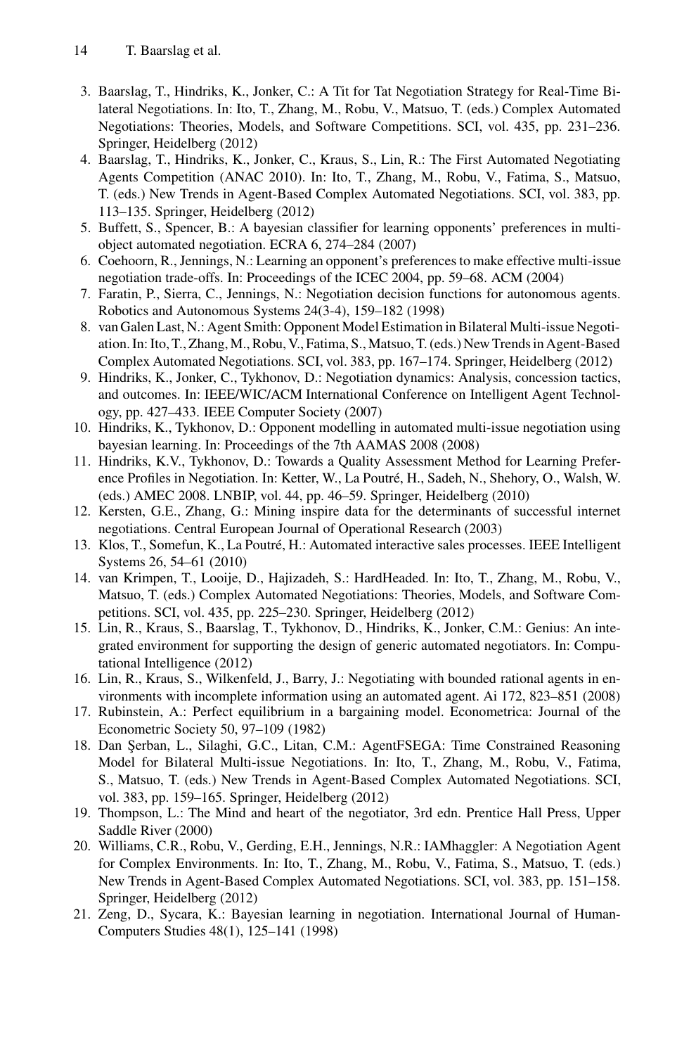3. Baarslag, T., Hindriks, K., Jonker, C.: A Tit for Tat Negotiation Strategy for Real-Time Bilateral Negotiations. In: Ito, T., Zhang, M., Robu, V., Matsuo, T. (eds.) Complex Automated Negotiations: Theories, Models, and Software Competitions. SCI, vol. 435, pp. 231–236. Springer, Heidelberg (2012)
4. Baarslag, T., Hindriks, K., Jonker, C., Kraus, S., Lin, R.: The First Automated Negotiating Agents Competition (ANAC 2010). In: Ito, T., Zhang, M., Robu, V., Fatima, S., Matsuo, T. (eds.) New Trends in Agent-Based Complex Automated Negotiations. SCI, vol. 383, pp. 113–135. Springer, Heidelberg (2012)
5. Buffett, S., Spencer, B.: A bayesian classifier for learning opponents' preferences in multi-object automated negotiation. ECRA 6, 274–284 (2007)
6. Coehoorn, R., Jennings, N.: Learning an opponent's preferences to make effective multi-issue negotiation trade-offs. In: Proceedings of the ICEC 2004, pp. 59–68. ACM (2004)
7. Faratin, P., Sierra, C., Jennings, N.: Negotiation decision functions for autonomous agents. Robotics and Autonomous Systems 24(3-4), 159–182 (1998)
8. van Galen Last, N.: Agent Smith: Opponent Model Estimation in Bilateral Multi-issue Negotiation. In: Ito, T., Zhang, M., Robu, V., Fatima, S., Matsuo, T. (eds.) New Trends in Agent-Based Complex Automated Negotiations. SCI, vol. 383, pp. 167–174. Springer, Heidelberg (2012)
9. Hindriks, K., Jonker, C., Tykhonov, D.: Negotiation dynamics: Analysis, concession tactics, and outcomes. In: IEEE/WIC/ACM International Conference on Intelligent Agent Technology, pp. 427–433. IEEE Computer Society (2007)
10. Hindriks, K., Tykhonov, D.: Opponent modelling in automated multi-issue negotiation using bayesian learning. In: Proceedings of the 7th AAMAS 2008 (2008)
11. Hindriks, K.V., Tykhonov, D.: Towards a Quality Assessment Method for Learning Preference Profiles in Negotiation. In: Ketter, W., La Poutré, H., Sadeh, N., Shehory, O., Walsh, W. (eds.) AMEC 2008. LNBIP, vol. 44, pp. 46–59. Springer, Heidelberg (2010)
12. Kersten, G.E., Zhang, G.: Mining inspire data for the determinants of successful internet negotiations. Central European Journal of Operational Research (2003)
13. Klos, T., Somefun, K., La Poutré, H.: Automated interactive sales processes. IEEE Intelligent Systems 26, 54–61 (2010)
14. van Krimpen, T., Looije, D., Hajizadeh, S.: HardHeaded. In: Ito, T., Zhang, M., Robu, V., Matsuo, T. (eds.) Complex Automated Negotiations: Theories, Models, and Software Competitions. SCI, vol. 435, pp. 225–230. Springer, Heidelberg (2012)
15. Lin, R., Kraus, S., Baarslag, T., Tykhonov, D., Hindriks, K., Jonker, C.M.: Genius: An integrated environment for supporting the design of generic automated negotiators. In: Computational Intelligence (2012)
16. Lin, R., Kraus, S., Wilkenfeld, J., Barry, J.: Negotiating with bounded rational agents in environments with incomplete information using an automated agent. Ai 172, 823–851 (2008)
17. Rubinstein, A.: Perfect equilibrium in a bargaining model. Econometrica: Journal of the Econometric Society 50, 97–109 (1982)
18. Dan Şerban, L., Silaghi, G.C., Litan, C.M.: AgentFSEGA: Time Constrained Reasoning Model for Bilateral Multi-issue Negotiations. In: Ito, T., Zhang, M., Robu, V., Fatima, S., Matsuo, T. (eds.) New Trends in Agent-Based Complex Automated Negotiations. SCI, vol. 383, pp. 159–165. Springer, Heidelberg (2012)
19. Thompson, L.: The Mind and heart of the negotiator, 3rd edn. Prentice Hall Press, Upper Saddle River (2000)
20. Williams, C.R., Robu, V., Gerding, E.H., Jennings, N.R.: IAMhaggler: A Negotiation Agent for Complex Environments. In: Ito, T., Zhang, M., Robu, V., Fatima, S., Matsuo, T. (eds.) New Trends in Agent-Based Complex Automated Negotiations. SCI, vol. 383, pp. 151–158. Springer, Heidelberg (2012)
21. Zeng, D., Sycara, K.: Bayesian learning in negotiation. International Journal of Human-Computers Studies 48(1), 125–141 (1998)